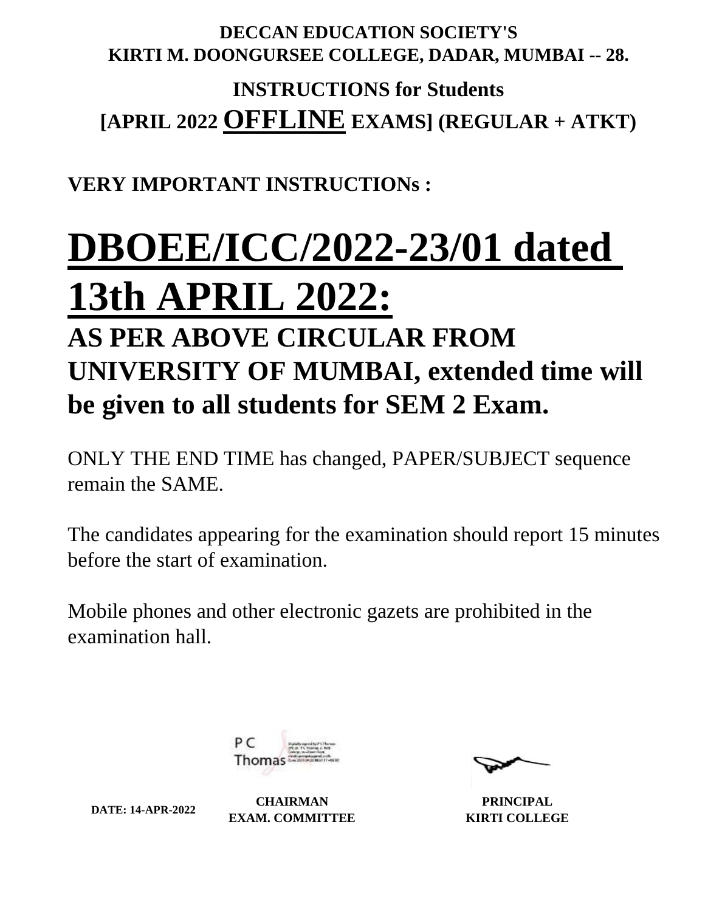**DECCAN EDUCATION SOCIETY'S**
**KIRTI M. DOONGURSEE COLLEGE, DADAR, MUMBAI -- 28.**

# INSTRUCTIONS for Students

## [APRIL 2022 OFFLINE EXAMS] (REGULAR + ATKT)

**VERY IMPORTANT INSTRUCTIONs :**

# DBOEE/ICC/2022-23/01 dated 13th APRIL 2022:

## AS PER ABOVE CIRCULAR FROM UNIVERSITY OF MUMBAI, extended time will be given to all students for SEM 2 Exam.

ONLY THE END TIME has changed, PAPER/SUBJECT sequence remain the SAME.

The candidates appearing for the examination should report 15 minutes before the start of examination.

Mobile phones and other electronic gazets are prohibited in the examination hall.

P C Thomas

**DATE: 14-APR-2022**

**CHAIRMAN**
**EXAM. COMMITTEE**

**PRINCIPAL**
**KIRTI COLLEGE**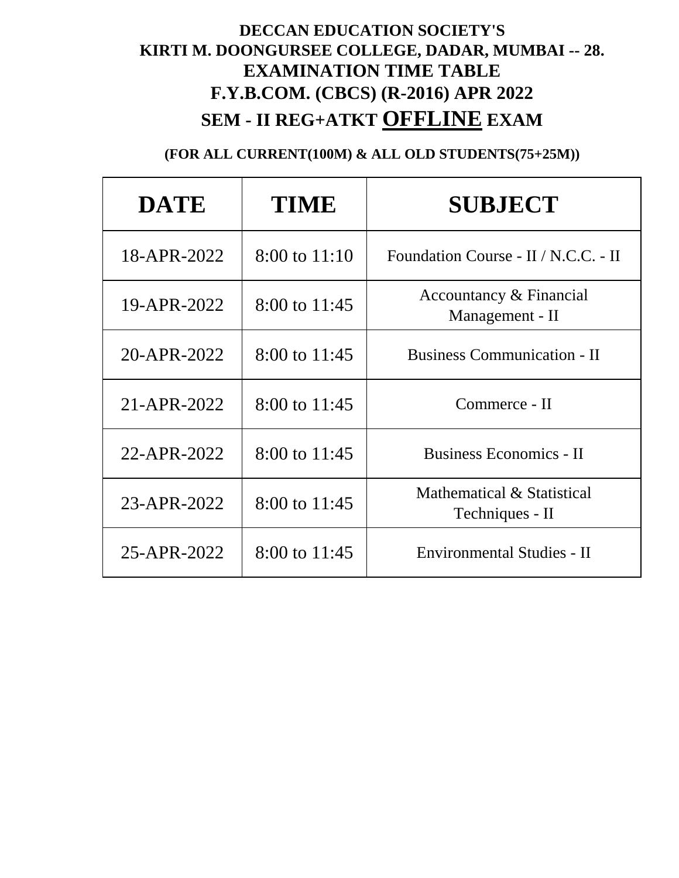**DECCAN EDUCATION SOCIETY'S**

**KIRTI M. DOONGURSEE COLLEGE, DADAR, MUMBAI -- 28.**

**EXAMINATION TIME TABLE**

**F.Y.B.COM. (CBCS) (R-2016) APR 2022**

**SEM - II REG+ATKT <u>OFFLINE</u> EXAM**

**(FOR ALL CURRENT(100M) & ALL OLD STUDENTS(75+25M))**

| DATE | TIME | SUBJECT |
|---|---|---|
| 18-APR-2022 | 8:00 to 11:10 | Foundation Course - II / N.C.C. - II |
| 19-APR-2022 | 8:00 to 11:45 | Accountancy & Financial Management - II |
| 20-APR-2022 | 8:00 to 11:45 | Business Communication - II |
| 21-APR-2022 | 8:00 to 11:45 | Commerce - II |
| 22-APR-2022 | 8:00 to 11:45 | Business Economics - II |
| 23-APR-2022 | 8:00 to 11:45 | Mathematical & Statistical Techniques - II |
| 25-APR-2022 | 8:00 to 11:45 | Environmental Studies - II |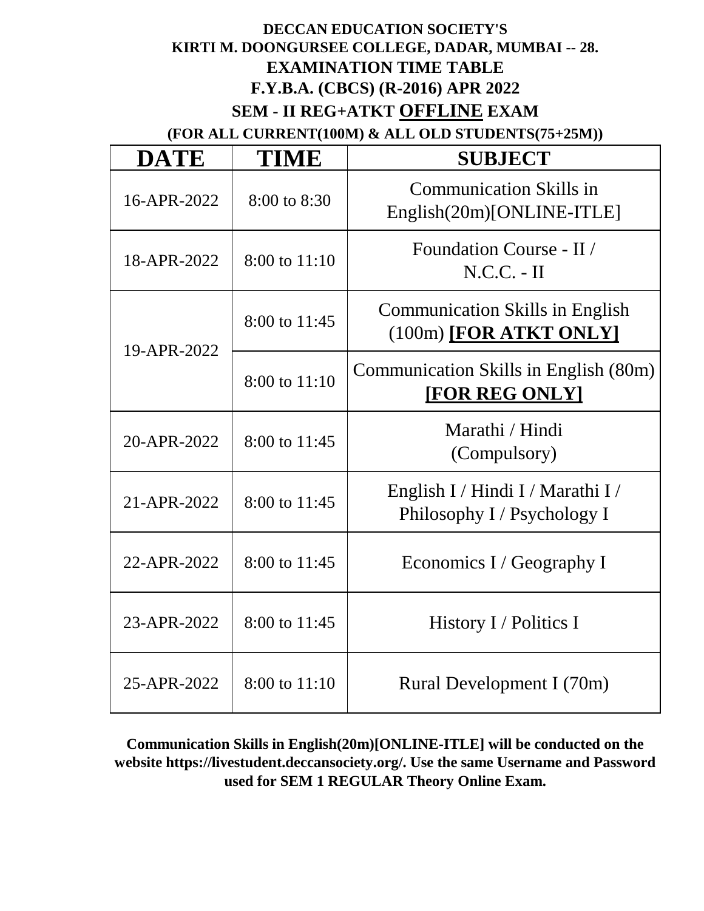**DECCAN EDUCATION SOCIETY'S**

**KIRTI M. DOONGURSEE COLLEGE, DADAR, MUMBAI -- 28.**

**EXAMINATION TIME TABLE**

**F.Y.B.A. (CBCS) (R-2016) APR 2022**

**SEM - II REG+ATKT OFFLINE EXAM**

**(FOR ALL CURRENT(100M) & ALL OLD STUDENTS(75+25M))**

| DATE | TIME | SUBJECT |
| --- | --- | --- |
| 16-APR-2022 | 8:00 to 8:30 | Communication Skills in English(20m)[ONLINE-ITLE] |
| 18-APR-2022 | 8:00 to 11:10 | Foundation Course - II / N.C.C. - II |
| 19-APR-2022 | 8:00 to 11:45 | Communication Skills in English (100m) **[FOR ATKT ONLY]** |
| | 8:00 to 11:10 | Communication Skills in English (80m) **[FOR REG ONLY]** |
| 20-APR-2022 | 8:00 to 11:45 | Marathi / Hindi (Compulsory) |
| 21-APR-2022 | 8:00 to 11:45 | English I / Hindi I / Marathi I / Philosophy I / Psychology I |
| 22-APR-2022 | 8:00 to 11:45 | Economics I / Geography I |
| 23-APR-2022 | 8:00 to 11:45 | History I / Politics I |
| 25-APR-2022 | 8:00 to 11:10 | Rural Development I (70m) |

**Communication Skills in English(20m)[ONLINE-ITLE] will be conducted on the website https://livestudent.deccansociety.org/. Use the same Username and Password used for SEM 1 REGULAR Theory Online Exam.**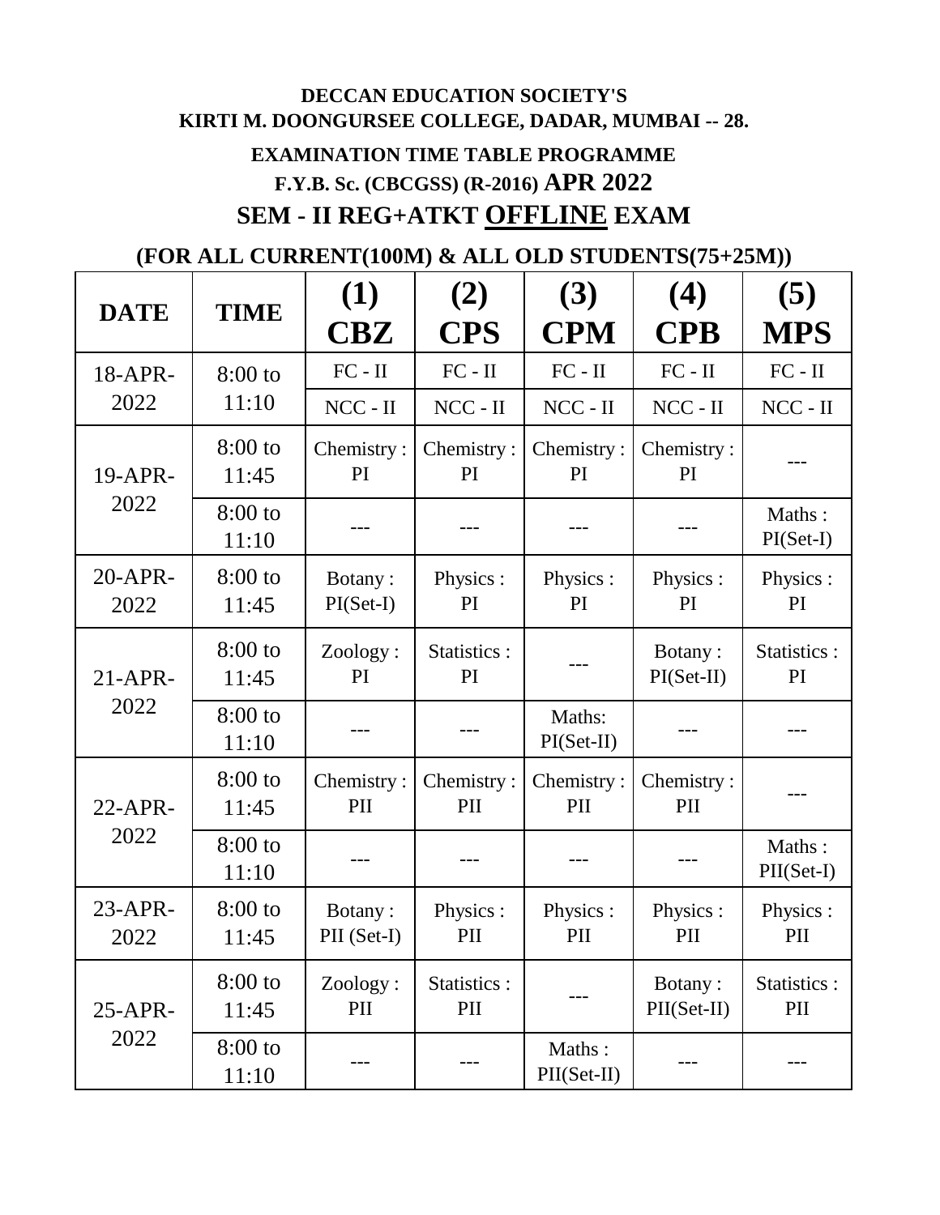**DECCAN EDUCATION SOCIETY'S**

**KIRTI M. DOONGURSEE COLLEGE, DADAR, MUMBAI -- 28.**

**EXAMINATION TIME TABLE PROGRAMME**

**F.Y.B. Sc. (CBCGSS) (R-2016) APR 2022**

## SEM - II REG+ATKT OFFLINE EXAM

**(FOR ALL CURRENT(100M) & ALL OLD STUDENTS(75+25M))**

| DATE | TIME | (1) CBZ | (2) CPS | (3) CPM | (4) CPB | (5) MPS |
|---|---|---|---|---|---|---|
| 18-APR-2022 | 8:00 to 11:10 | FC - II | FC - II | FC - II | FC - II | FC - II |
| | | NCC - II | NCC - II | NCC - II | NCC - II | NCC - II |
| 19-APR-2022 | 8:00 to 11:45 | Chemistry : PI | Chemistry : PI | Chemistry : PI | Chemistry : PI | --- |
| | 8:00 to 11:10 | --- | --- | --- | --- | Maths : PI(Set-I) |
| 20-APR-2022 | 8:00 to 11:45 | Botany : PI(Set-I) | Physics : PI | Physics : PI | Physics : PI | Physics : PI |
| 21-APR-2022 | 8:00 to 11:45 | Zoology : PI | Statistics : PI | --- | Botany : PI(Set-II) | Statistics : PI |
| | 8:00 to 11:10 | --- | --- | Maths: PI(Set-II) | --- | --- |
| 22-APR-2022 | 8:00 to 11:45 | Chemistry : PII | Chemistry : PII | Chemistry : PII | Chemistry : PII | --- |
| | 8:00 to 11:10 | --- | --- | --- | --- | Maths : PII(Set-I) |
| 23-APR-2022 | 8:00 to 11:45 | Botany : PII (Set-I) | Physics : PII | Physics : PII | Physics : PII | Physics : PII |
| 25-APR-2022 | 8:00 to 11:45 | Zoology : PII | Statistics : PII | --- | Botany : PII(Set-II) | Statistics : PII |
| | 8:00 to 11:10 | --- | --- | Maths : PII(Set-II) | --- | --- |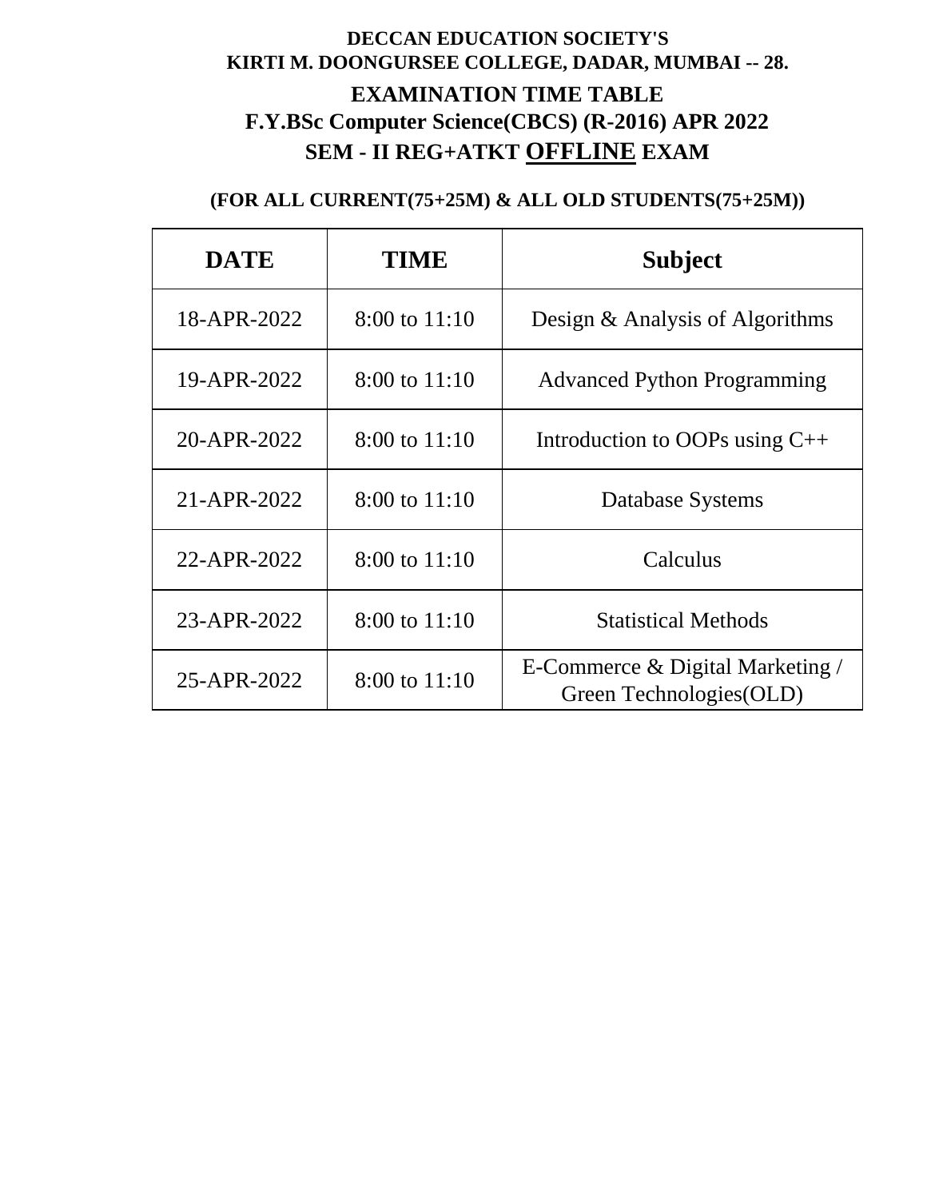**DECCAN EDUCATION SOCIETY'S**
**KIRTI M. DOONGURSEE COLLEGE, DADAR, MUMBAI -- 28.**

## EXAMINATION TIME TABLE
## F.Y.BSc Computer Science(CBCS) (R-2016) APR 2022
## SEM - II REG+ATKT OFFLINE EXAM

**(FOR ALL CURRENT(75+25M) & ALL OLD STUDENTS(75+25M))**

| DATE | TIME | Subject |
|---|---|---|
| 18-APR-2022 | 8:00 to 11:10 | Design & Analysis of Algorithms |
| 19-APR-2022 | 8:00 to 11:10 | Advanced Python Programming |
| 20-APR-2022 | 8:00 to 11:10 | Introduction to OOPs using C++ |
| 21-APR-2022 | 8:00 to 11:10 | Database Systems |
| 22-APR-2022 | 8:00 to 11:10 | Calculus |
| 23-APR-2022 | 8:00 to 11:10 | Statistical Methods |
| 25-APR-2022 | 8:00 to 11:10 | E-Commerce & Digital Marketing / Green Technologies(OLD) |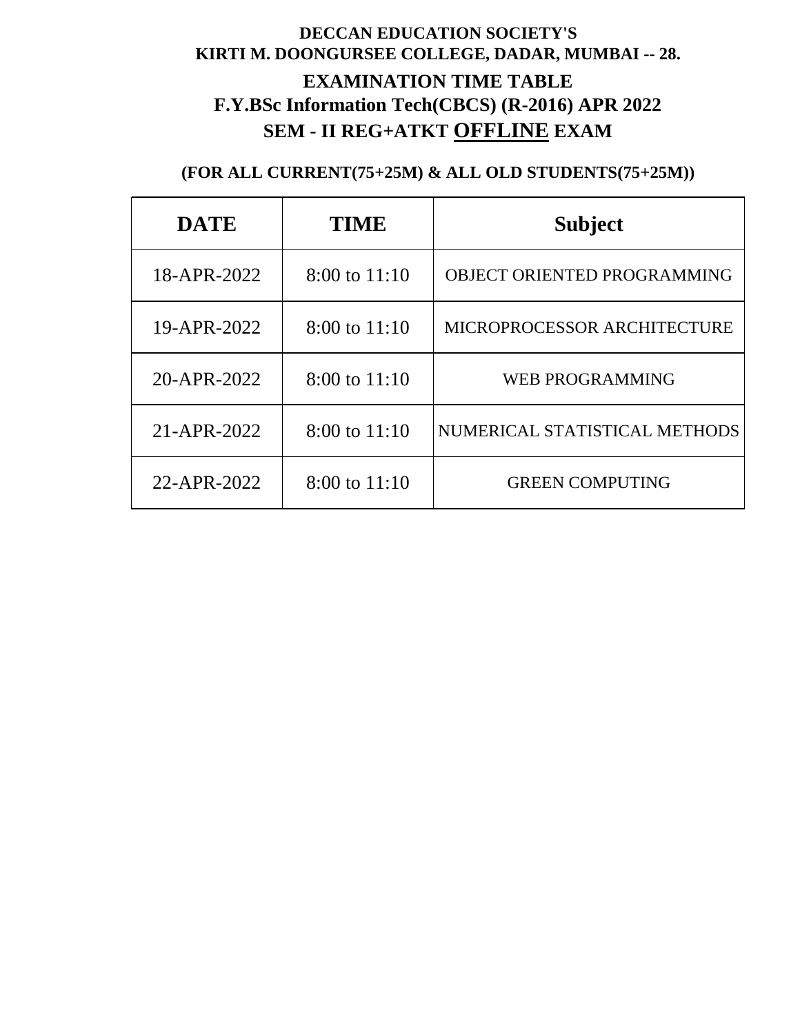**DECCAN EDUCATION SOCIETY'S**
**KIRTI M. DOONGURSEE COLLEGE, DADAR, MUMBAI -- 28.**

# EXAMINATION TIME TABLE

## F.Y.BSc Information Tech(CBCS) (R-2016) APR 2022

## SEM - II REG+ATKT OFFLINE EXAM

**(FOR ALL CURRENT(75+25M) & ALL OLD STUDENTS(75+25M))**

| DATE | TIME | Subject |
|---|---|---|
| 18-APR-2022 | 8:00 to 11:10 | OBJECT ORIENTED PROGRAMMING |
| 19-APR-2022 | 8:00 to 11:10 | MICROPROCESSOR ARCHITECTURE |
| 20-APR-2022 | 8:00 to 11:10 | WEB PROGRAMMING |
| 21-APR-2022 | 8:00 to 11:10 | NUMERICAL STATISTICAL METHODS |
| 22-APR-2022 | 8:00 to 11:10 | GREEN COMPUTING |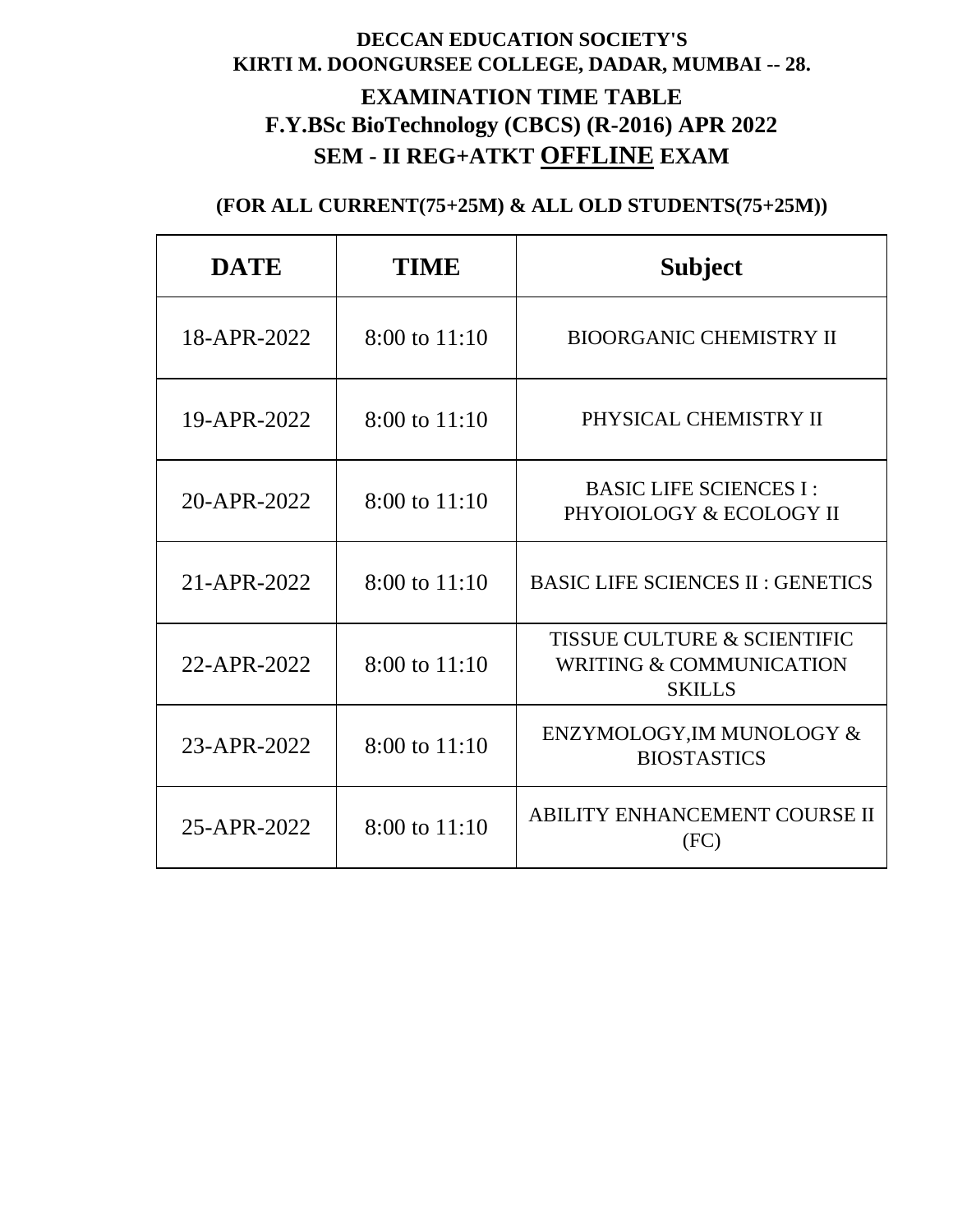**DECCAN EDUCATION SOCIETY'S**
**KIRTI M. DOONGURSEE COLLEGE, DADAR, MUMBAI -- 28.**

## EXAMINATION TIME TABLE

## F.Y.BSc BioTechnology (CBCS) (R-2016) APR 2022

## SEM - II REG+ATKT OFFLINE EXAM

**(FOR ALL CURRENT(75+25M) & ALL OLD STUDENTS(75+25M))**

| DATE | TIME | Subject |
|---|---|---|
| 18-APR-2022 | 8:00 to 11:10 | BIOORGANIC CHEMISTRY II |
| 19-APR-2022 | 8:00 to 11:10 | PHYSICAL CHEMISTRY II |
| 20-APR-2022 | 8:00 to 11:10 | BASIC LIFE SCIENCES I : PHYOIOLOGY & ECOLOGY II |
| 21-APR-2022 | 8:00 to 11:10 | BASIC LIFE SCIENCES II : GENETICS |
| 22-APR-2022 | 8:00 to 11:10 | TISSUE CULTURE & SCIENTIFIC WRITING & COMMUNICATION SKILLS |
| 23-APR-2022 | 8:00 to 11:10 | ENZYMOLOGY,IM MUNOLOGY & BIOSTASTICS |
| 25-APR-2022 | 8:00 to 11:10 | ABILITY ENHANCEMENT COURSE II (FC) |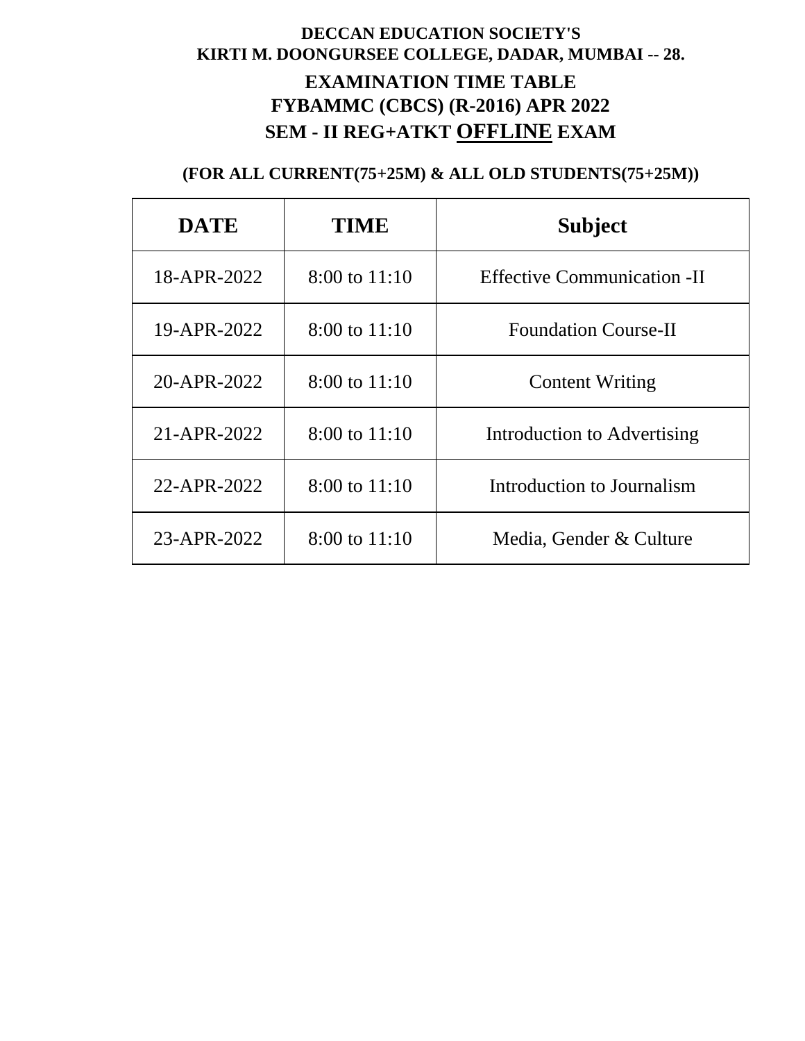**DECCAN EDUCATION SOCIETY'S**
**KIRTI M. DOONGURSEE COLLEGE, DADAR, MUMBAI -- 28.**

## EXAMINATION TIME TABLE
## FYBAMMC (CBCS) (R-2016) APR 2022
## SEM - II REG+ATKT OFFLINE EXAM

**(FOR ALL CURRENT(75+25M) & ALL OLD STUDENTS(75+25M))**

| DATE | TIME | Subject |
|---|---|---|
| 18-APR-2022 | 8:00 to 11:10 | Effective Communication -II |
| 19-APR-2022 | 8:00 to 11:10 | Foundation Course-II |
| 20-APR-2022 | 8:00 to 11:10 | Content Writing |
| 21-APR-2022 | 8:00 to 11:10 | Introduction to Advertising |
| 22-APR-2022 | 8:00 to 11:10 | Introduction to Journalism |
| 23-APR-2022 | 8:00 to 11:10 | Media, Gender & Culture |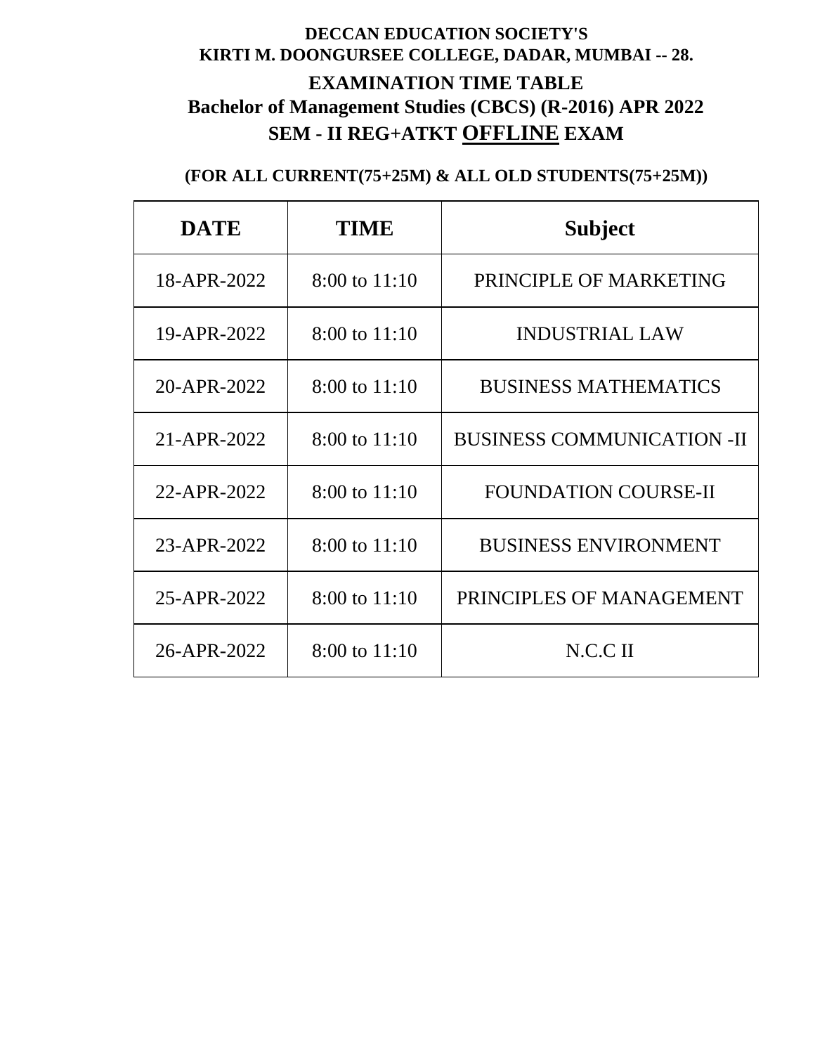**DECCAN EDUCATION SOCIETY'S**
**KIRTI M. DOONGURSEE COLLEGE, DADAR, MUMBAI -- 28.**

## EXAMINATION TIME TABLE

## Bachelor of Management Studies (CBCS) (R-2016) APR 2022

## SEM - II REG+ATKT OFFLINE EXAM

**(FOR ALL CURRENT(75+25M) & ALL OLD STUDENTS(75+25M))**

| DATE | TIME | Subject |
|---|---|---|
| 18-APR-2022 | 8:00 to 11:10 | PRINCIPLE OF MARKETING |
| 19-APR-2022 | 8:00 to 11:10 | INDUSTRIAL LAW |
| 20-APR-2022 | 8:00 to 11:10 | BUSINESS MATHEMATICS |
| 21-APR-2022 | 8:00 to 11:10 | BUSINESS COMMUNICATION -II |
| 22-APR-2022 | 8:00 to 11:10 | FOUNDATION COURSE-II |
| 23-APR-2022 | 8:00 to 11:10 | BUSINESS ENVIRONMENT |
| 25-APR-2022 | 8:00 to 11:10 | PRINCIPLES OF MANAGEMENT |
| 26-APR-2022 | 8:00 to 11:10 | N.C.C II |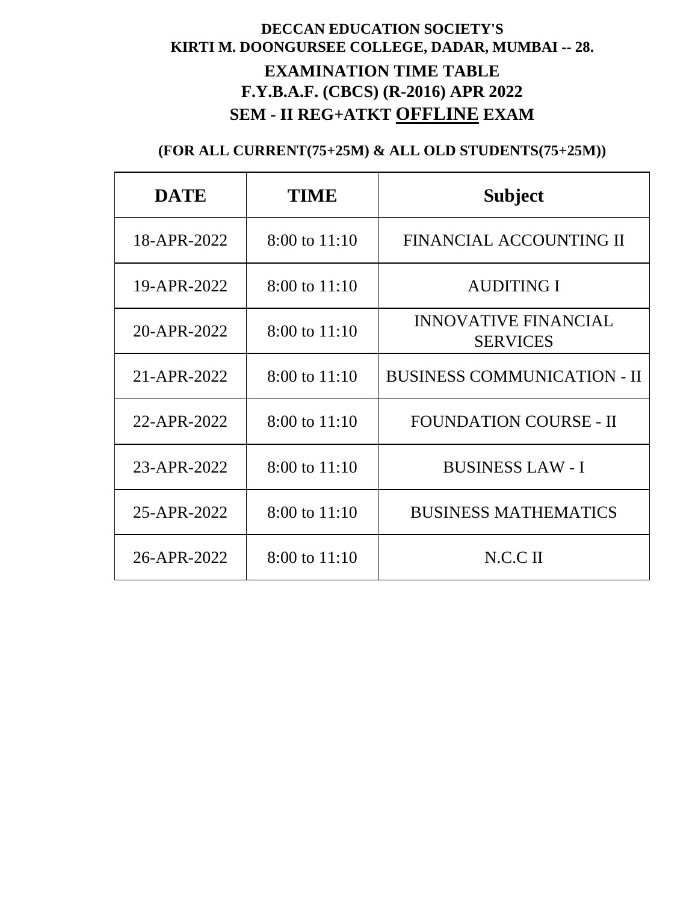**DECCAN EDUCATION SOCIETY'S**
**KIRTI M. DOONGURSEE COLLEGE, DADAR, MUMBAI -- 28.**

## EXAMINATION TIME TABLE
## F.Y.B.A.F. (CBCS) (R-2016) APR 2022
## SEM - II REG+ATKT OFFLINE EXAM

**(FOR ALL CURRENT(75+25M) & ALL OLD STUDENTS(75+25M))**

| DATE | TIME | Subject |
|---|---|---|
| 18-APR-2022 | 8:00 to 11:10 | FINANCIAL ACCOUNTING II |
| 19-APR-2022 | 8:00 to 11:10 | AUDITING I |
| 20-APR-2022 | 8:00 to 11:10 | INNOVATIVE FINANCIAL SERVICES |
| 21-APR-2022 | 8:00 to 11:10 | BUSINESS COMMUNICATION - II |
| 22-APR-2022 | 8:00 to 11:10 | FOUNDATION COURSE - II |
| 23-APR-2022 | 8:00 to 11:10 | BUSINESS LAW - I |
| 25-APR-2022 | 8:00 to 11:10 | BUSINESS MATHEMATICS |
| 26-APR-2022 | 8:00 to 11:10 | N.C.C II |